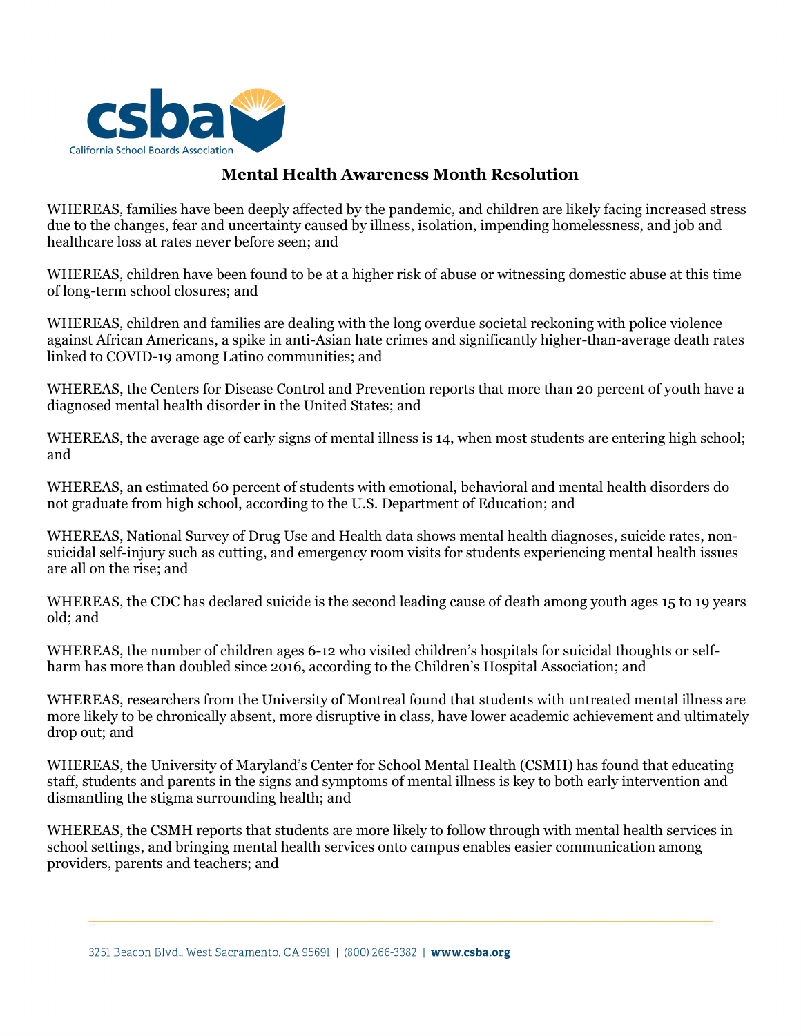# Mental Health Awareness Month Resolution

WHEREAS, families have been deeply affected by the pandemic, and children are likely facing increased stress due to the changes, fear and uncertainty caused by illness, isolation, impending homelessness, and job and healthcare loss at rates never before seen; and

WHEREAS, children have been found to be at a higher risk of abuse or witnessing domestic abuse at this time of long-term school closures; and

WHEREAS, children and families are dealing with the long overdue societal reckoning with police violence against African Americans, a spike in anti-Asian hate crimes and significantly higher-than-average death rates linked to COVID-19 among Latino communities; and

WHEREAS, the Centers for Disease Control and Prevention reports that more than 20 percent of youth have a diagnosed mental health disorder in the United States; and

WHEREAS, the average age of early signs of mental illness is 14, when most students are entering high school; and

WHEREAS, an estimated 60 percent of students with emotional, behavioral and mental health disorders do not graduate from high school, according to the U.S. Department of Education; and

WHEREAS, National Survey of Drug Use and Health data shows mental health diagnoses, suicide rates, non-suicidal self-injury such as cutting, and emergency room visits for students experiencing mental health issues are all on the rise; and

WHEREAS, the CDC has declared suicide is the second leading cause of death among youth ages 15 to 19 years old; and

WHEREAS, the number of children ages 6-12 who visited children's hospitals for suicidal thoughts or self-harm has more than doubled since 2016, according to the Children's Hospital Association; and

WHEREAS, researchers from the University of Montreal found that students with untreated mental illness are more likely to be chronically absent, more disruptive in class, have lower academic achievement and ultimately drop out; and

WHEREAS, the University of Maryland's Center for School Mental Health (CSMH) has found that educating staff, students and parents in the signs and symptoms of mental illness is key to both early intervention and dismantling the stigma surrounding health; and

WHEREAS, the CSMH reports that students are more likely to follow through with mental health services in school settings, and bringing mental health services onto campus enables easier communication among providers, parents and teachers; and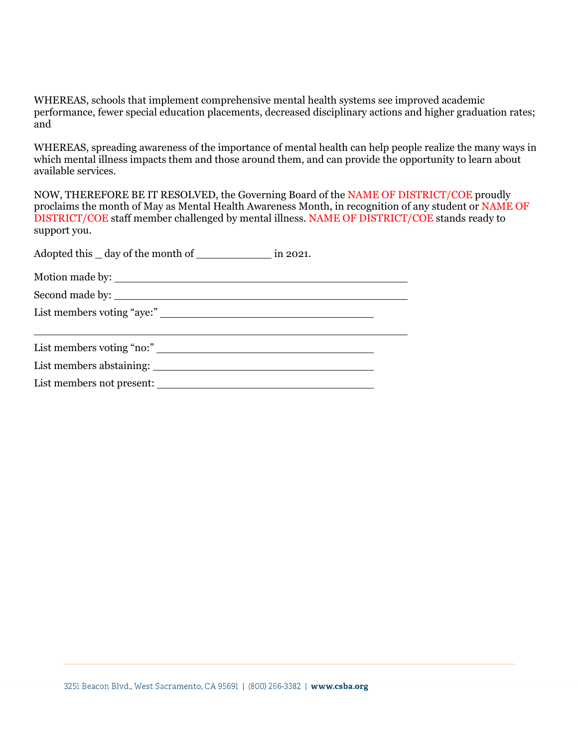WHEREAS, schools that implement comprehensive mental health systems see improved academic performance, fewer special education placements, decreased disciplinary actions and higher graduation rates; and

WHEREAS, spreading awareness of the importance of mental health can help people realize the many ways in which mental illness impacts them and those around them, and can provide the opportunity to learn about available services.

NOW, THEREFORE BE IT RESOLVED, the Governing Board of the NAME OF DISTRICT/COE proudly proclaims the month of May as Mental Health Awareness Month, in recognition of any student or NAME OF DISTRICT/COE staff member challenged by mental illness. NAME OF DISTRICT/COE stands ready to support you.

Adopted this _ day of the month of ____________ in 2021.

Motion made by: ______________________________________________

Second made by: ______________________________________________

List members voting "aye:" ___________________________________

______________________________________________________________

List members voting "no:" ____________________________________

List members abstaining: _____________________________________

List members not present: ____________________________________

3251 Beacon Blvd., West Sacramento, CA 95691 | (800) 266-3382 | **www.csba.org**